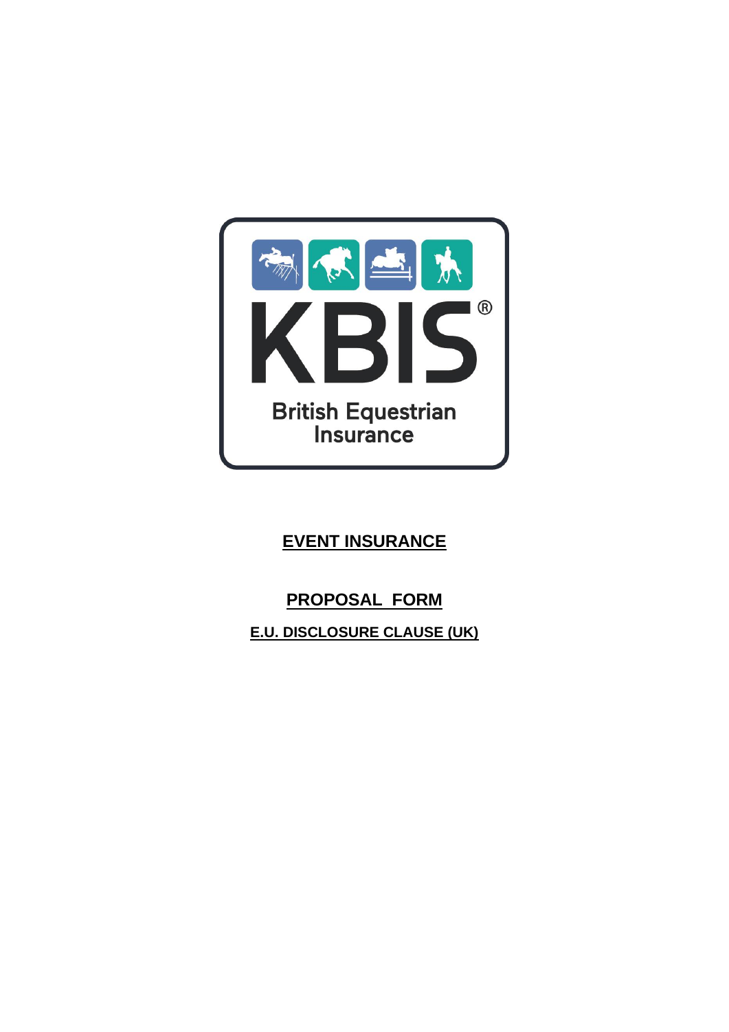KBIS®

British Equestrian Insurance

# EVENT INSURANCE

## PROPOSAL FORM

### E.U. DISCLOSURE CLAUSE (UK)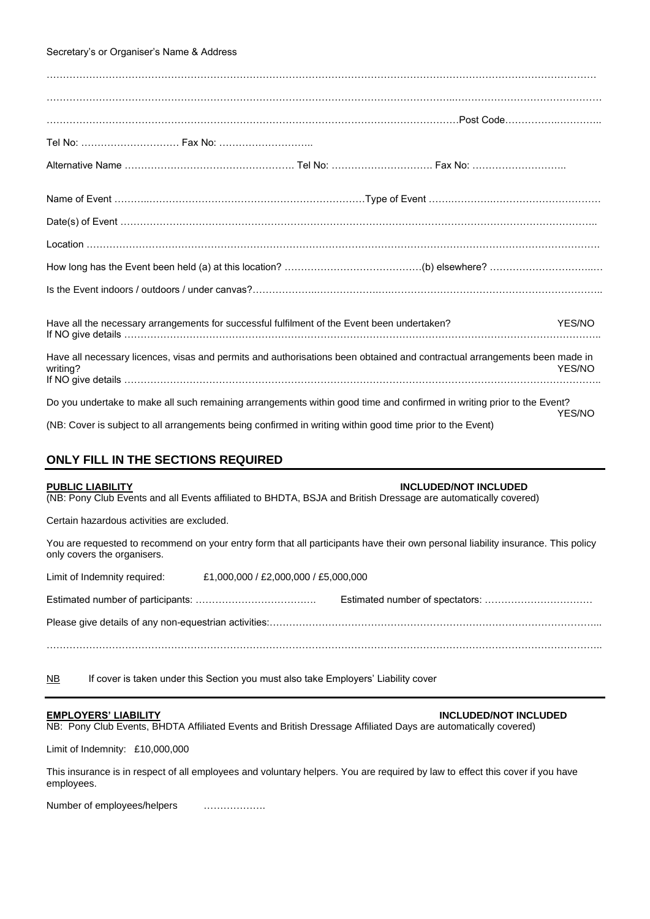Secretary's or Organiser's Name & Address

………………………………………………………………………………………………………………………………………………

………………………………………………………………………………………………………………………………………………

……………………………………………………………………………………………………………Post Code…………………………

Tel No: ………………………… Fax No: ………………………..

Alternative Name ……………………………………………. Tel No: ………………………… Fax No: ………………………..

Name of Event ……………………………………………………………………Type of Event …………………………………………

Date(s) of Event ………………………………………………………………………………………………………………………..

Location ……………………………………………………………………………………………………………………………….

How long has the Event been held (a) at this location? ……………………………………(b) elsewhere? ……………………………

Is the Event indoors / outdoors / under canvas?…………………………………………………………………………………………..

Have all the necessary arrangements for successful fulfilment of the Event been undertaken? YES/NO
If NO give details ………………………………………………………………………………………………………………………..

Have all necessary licences, visas and permits and authorisations been obtained and contractual arrangements been made in writing? YES/NO
If NO give details ………………………………………………………………………………………………………………………..

Do you undertake to make all such remaining arrangements within good time and confirmed in writing prior to the Event? YES/NO

(NB: Cover is subject to all arrangements being confirmed in writing within good time prior to the Event)

## ONLY FILL IN THE SECTIONS REQUIRED

**PUBLIC LIABILITY** **INCLUDED/NOT INCLUDED**
(NB: Pony Club Events and all Events affiliated to BHDTA, BSJA and British Dressage are automatically covered)

Certain hazardous activities are excluded.

You are requested to recommend on your entry form that all participants have their own personal liability insurance. This policy only covers the organisers.

Limit of Indemnity required: £1,000,000 / £2,000,000 / £5,000,000

Estimated number of participants: ………………………………. Estimated number of spectators: ……………………………

Please give details of any non-equestrian activities:…………………………………………………………………………………...

………………………………………………………………………………………………………………………………………………..

NB If cover is taken under this Section you must also take Employers' Liability cover

**EMPLOYERS' LIABILITY** **INCLUDED/NOT INCLUDED**
NB: Pony Club Events, BHDTA Affiliated Events and British Dressage Affiliated Days are automatically covered)

Limit of Indemnity: £10,000,000

This insurance is in respect of all employees and voluntary helpers. You are required by law to effect this cover if you have employees.

Number of employees/helpers ……………….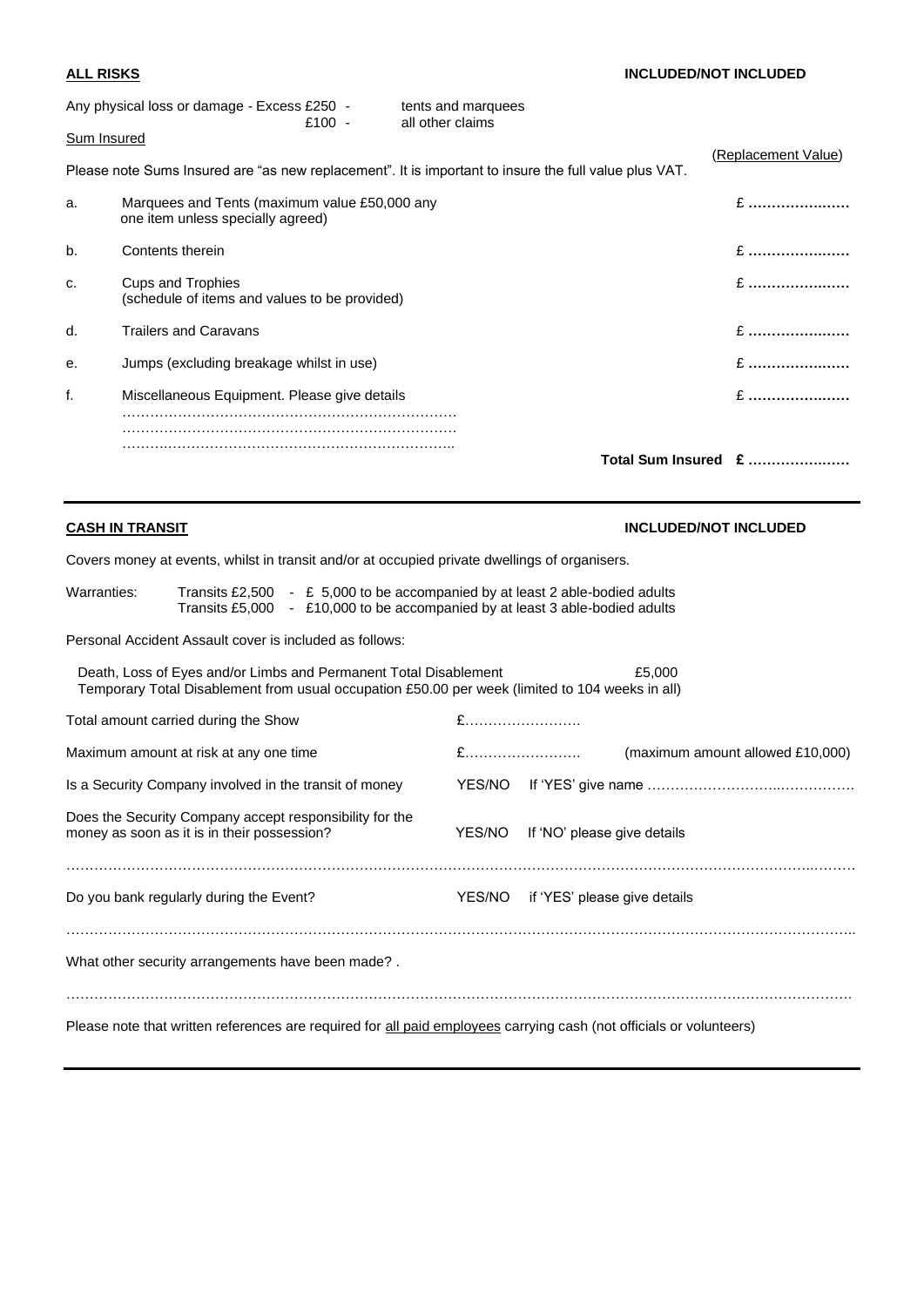**ALL RISKS** **INCLUDED/NOT INCLUDED**

Any physical loss or damage - Excess £250 - tents and marquees
£100 - all other claims

Sum Insured

(Replacement Value)

Please note Sums Insured are "as new replacement". It is important to insure the full value plus VAT.

| | | |
|---|---|---|
| a. | Marquees and Tents (maximum value £50,000 any one item unless specially agreed) | £ ………………… |
| b. | Contents therein | £ ………………… |
| c. | Cups and Trophies (schedule of items and values to be provided) | £ ………………… |
| d. | Trailers and Caravans | £ ………………… |
| e. | Jumps (excluding breakage whilst in use) | £ ………………… |
| f. | Miscellaneous Equipment. Please give details ……………………………………………………………… ……………………………………………………………… ……………………………………………………………… | £ ………………… |

**Total Sum Insured £ …………………**

---

**CASH IN TRANSIT** **INCLUDED/NOT INCLUDED**

Covers money at events, whilst in transit and/or at occupied private dwellings of organisers.

Warranties: Transits £2,500 - £ 5,000 to be accompanied by at least 2 able-bodied adults
Transits £5,000 - £10,000 to be accompanied by at least 3 able-bodied adults

Personal Accident Assault cover is included as follows:

Death, Loss of Eyes and/or Limbs and Permanent Total Disablement £5,000
Temporary Total Disablement from usual occupation £50.00 per week (limited to 104 weeks in all)

Total amount carried during the Show £…………………….

Maximum amount at risk at any one time £……………………. (maximum amount allowed £10,000)

Is a Security Company involved in the transit of money YES/NO If 'YES' give name ……………………………………………

Does the Security Company accept responsibility for the money as soon as it is in their possession? YES/NO If 'NO' please give details

……………………………………………………………………………………………………………………………………………

Do you bank regularly during the Event? YES/NO if 'YES' please give details

……………………………………………………………………………………………………………………………………………

What other security arrangements have been made? .

……………………………………………………………………………………………………………………………………………

Please note that written references are required for all paid employees carrying cash (not officials or volunteers)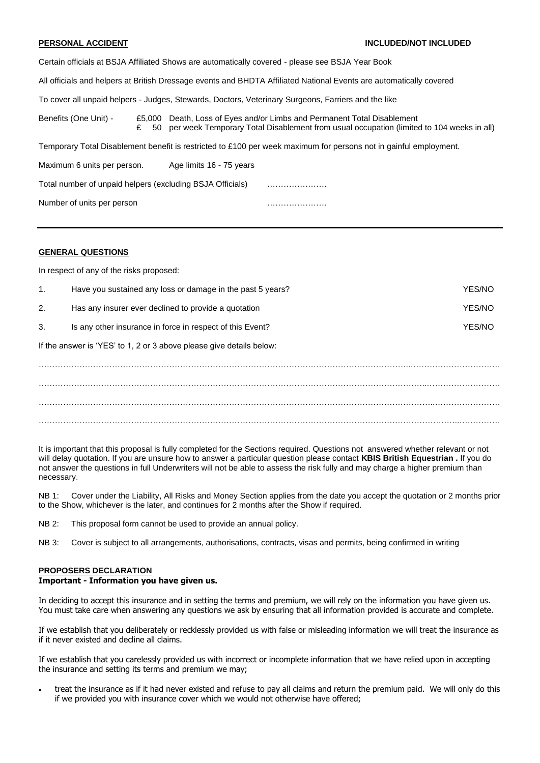**PERSONAL ACCIDENT** **INCLUDED/NOT INCLUDED**

Certain officials at BSJA Affiliated Shows are automatically covered - please see BSJA Year Book

All officials and helpers at British Dressage events and BHDTA Affiliated National Events are automatically covered

To cover all unpaid helpers - Judges, Stewards, Doctors, Veterinary Surgeons, Farriers and the like

Benefits (One Unit) - £5,000 Death, Loss of Eyes and/or Limbs and Permanent Total Disablement
£ 50 per week Temporary Total Disablement from usual occupation (limited to 104 weeks in all)

Temporary Total Disablement benefit is restricted to £100 per week maximum for persons not in gainful employment.

Maximum 6 units per person. Age limits 16 - 75 years

Total number of unpaid helpers (excluding BSJA Officials) ………………….

Number of units per person ………………….

---

**GENERAL QUESTIONS**

In respect of any of the risks proposed:

1. Have you sustained any loss or damage in the past 5 years? YES/NO
2. Has any insurer ever declined to provide a quotation YES/NO
3. Is any other insurance in force in respect of this Event? YES/NO

If the answer is 'YES' to 1, 2 or 3 above please give details below:

…………………………………………………………………………………………………………………………………………………

…………………………………………………………………………………………………………………………………………………

…………………………………………………………………………………………………………………………………………………

…………………………………………………………………………………………………………………………………………………

It is important that this proposal is fully completed for the Sections required. Questions not answered whether relevant or not will delay quotation. If you are unsure how to answer a particular question please contact **KBIS British Equestrian .** If you do not answer the questions in full Underwriters will not be able to assess the risk fully and may charge a higher premium than necessary.

NB 1: Cover under the Liability, All Risks and Money Section applies from the date you accept the quotation or 2 months prior to the Show, whichever is the later, and continues for 2 months after the Show if required.

NB 2: This proposal form cannot be used to provide an annual policy.

NB 3: Cover is subject to all arrangements, authorisations, contracts, visas and permits, being confirmed in writing

**PROPOSERS DECLARATION**
**Important - Information you have given us.**

In deciding to accept this insurance and in setting the terms and premium, we will rely on the information you have given us. You must take care when answering any questions we ask by ensuring that all information provided is accurate and complete.

If we establish that you deliberately or recklessly provided us with false or misleading information we will treat the insurance as if it never existed and decline all claims.

If we establish that you carelessly provided us with incorrect or incomplete information that we have relied upon in accepting the insurance and setting its terms and premium we may;

- treat the insurance as if it had never existed and refuse to pay all claims and return the premium paid. We will only do this if we provided you with insurance cover which we would not otherwise have offered;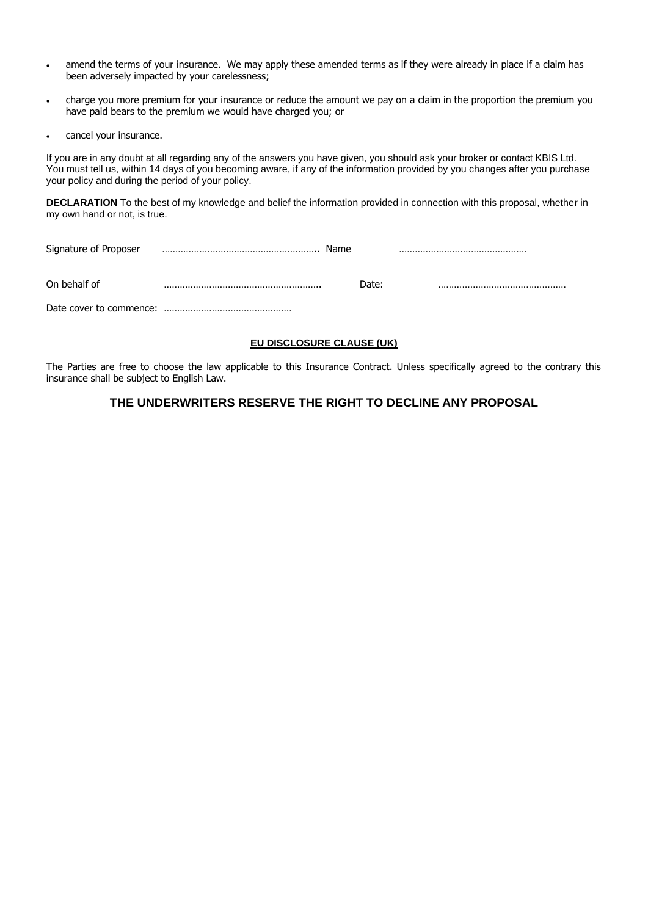- amend the terms of your insurance. We may apply these amended terms as if they were already in place if a claim has been adversely impacted by your carelessness;
- charge you more premium for your insurance or reduce the amount we pay on a claim in the proportion the premium you have paid bears to the premium we would have charged you; or
- cancel your insurance.

If you are in any doubt at all regarding any of the answers you have given, you should ask your broker or contact KBIS Ltd. You must tell us, within 14 days of you becoming aware, if any of the information provided by you changes after you purchase your policy and during the period of your policy.

**DECLARATION** To the best of my knowledge and belief the information provided in connection with this proposal, whether in my own hand or not, is true.

Signature of Proposer ………………………………………………….. Name …………………………………………

On behalf of ………………………………………………….. Date: …………………………………………

Date cover to commence: …………………………………………

**EU DISCLOSURE CLAUSE (UK)**

The Parties are free to choose the law applicable to this Insurance Contract. Unless specifically agreed to the contrary this insurance shall be subject to English Law.

## THE UNDERWRITERS RESERVE THE RIGHT TO DECLINE ANY PROPOSAL